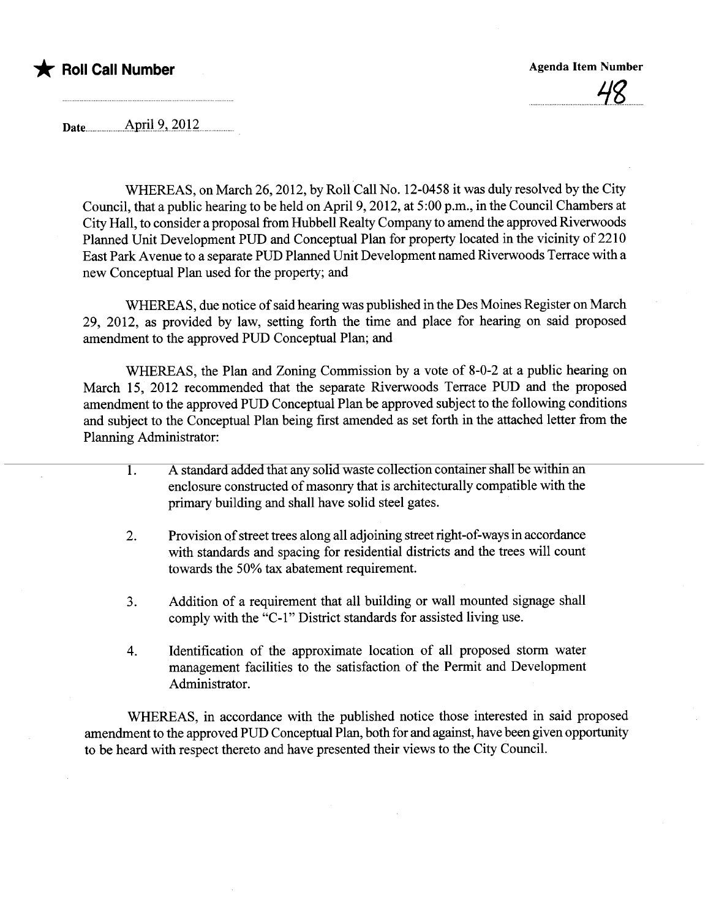★ **Roll Call Number**

**Agenda Item Number**

48

**Date** April 9, 2012

WHEREAS, on March 26, 2012, by Roll Call No. 12-0458 it was duly resolved by the City Council, that a public hearing to be held on April 9, 2012, at 5:00 p.m., in the Council Chambers at City Hall, to consider a proposal from Hubbell Realty Company to amend the approved Riverwoods Planned Unit Development PUD and Conceptual Plan for property located in the vicinity of 2210 East Park Avenue to a separate PUD Planned Unit Development named Riverwoods Terrace with a new Conceptual Plan used for the property; and

WHEREAS, due notice of said hearing was published in the Des Moines Register on March 29, 2012, as provided by law, setting forth the time and place for hearing on said proposed amendment to the approved PUD Conceptual Plan; and

WHEREAS, the Plan and Zoning Commission by a vote of 8-0-2 at a public hearing on March 15, 2012 recommended that the separate Riverwoods Terrace PUD and the proposed amendment to the approved PUD Conceptual Plan be approved subject to the following conditions and subject to the Conceptual Plan being first amended as set forth in the attached letter from the Planning Administrator:

1. A standard added that any solid waste collection container shall be within an enclosure constructed of masonry that is architecturally compatible with the primary building and shall have solid steel gates.

2. Provision of street trees along all adjoining street right-of-ways in accordance with standards and spacing for residential districts and the trees will count towards the 50% tax abatement requirement.

3. Addition of a requirement that all building or wall mounted signage shall comply with the "C-1" District standards for assisted living use.

4. Identification of the approximate location of all proposed storm water management facilities to the satisfaction of the Permit and Development Administrator.

WHEREAS, in accordance with the published notice those interested in said proposed amendment to the approved PUD Conceptual Plan, both for and against, have been given opportunity to be heard with respect thereto and have presented their views to the City Council.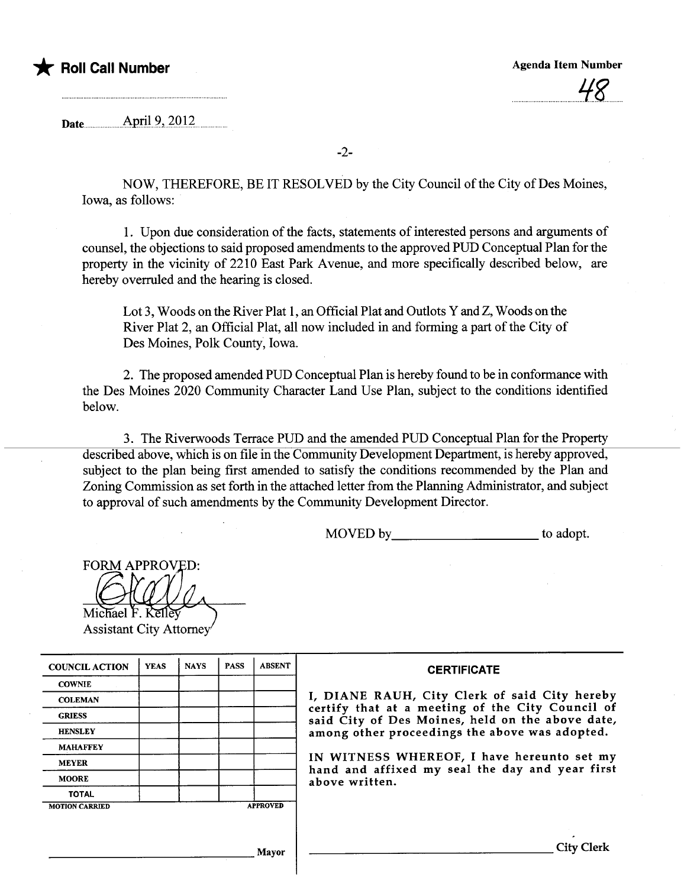★ **Roll Call Number**

**Agenda Item Number**

48

**Date** April 9, 2012

NOW, THEREFORE, BE IT RESOLVED by the City Council of the City of Des Moines, Iowa, as follows:

1. Upon due consideration of the facts, statements of interested persons and arguments of counsel, the objections to said proposed amendments to the approved PUD Conceptual Plan for the property in the vicinity of 2210 East Park Avenue, and more specifically described below, are hereby overruled and the hearing is closed.

   Lot 3, Woods on the River Plat 1, an Official Plat and Outlots Y and Z, Woods on the River Plat 2, an Official Plat, all now included in and forming a part of the City of Des Moines, Polk County, Iowa.

2. The proposed amended PUD Conceptual Plan is hereby found to be in conformance with the Des Moines 2020 Community Character Land Use Plan, subject to the conditions identified below.

3. The Riverwoods Terrace PUD and the amended PUD Conceptual Plan for the Property described above, which is on file in the Community Development Department, is hereby approved, subject to the plan being first amended to satisfy the conditions recommended by the Plan and Zoning Commission as set forth in the attached letter from the Planning Administrator, and subject to approval of such amendments by the Community Development Director.

MOVED by\_\_\_\_\_\_\_\_\_\_\_\_\_\_\_\_\_\_\_\_ to adopt.

FORM APPROVED:

Michael F. Kelley
Assistant City Attorney

| COUNCIL ACTION | YEAS | NAYS | PASS | ABSENT |
|---|---|---|---|---|
| COWNIE | | | | |
| COLEMAN | | | | |
| GRIESS | | | | |
| HENSLEY | | | | |
| MAHAFFEY | | | | |
| MEYER | | | | |
| MOORE | | | | |
| TOTAL | | | | |
| MOTION CARRIED | | | | APPROVED |

\_\_\_\_\_\_\_\_\_\_\_\_\_\_\_\_\_\_\_\_\_\_\_\_\_\_\_\_\_\_ Mayor

**CERTIFICATE**

I, DIANE RAUH, City Clerk of said City hereby certify that at a meeting of the City Council of said City of Des Moines, held on the above date, among other proceedings the above was adopted.

IN WITNESS WHEREOF, I have hereunto set my hand and affixed my seal the day and year first above written.

\_\_\_\_\_\_\_\_\_\_\_\_\_\_\_\_\_\_\_\_\_\_\_\_\_\_\_\_\_\_ City Clerk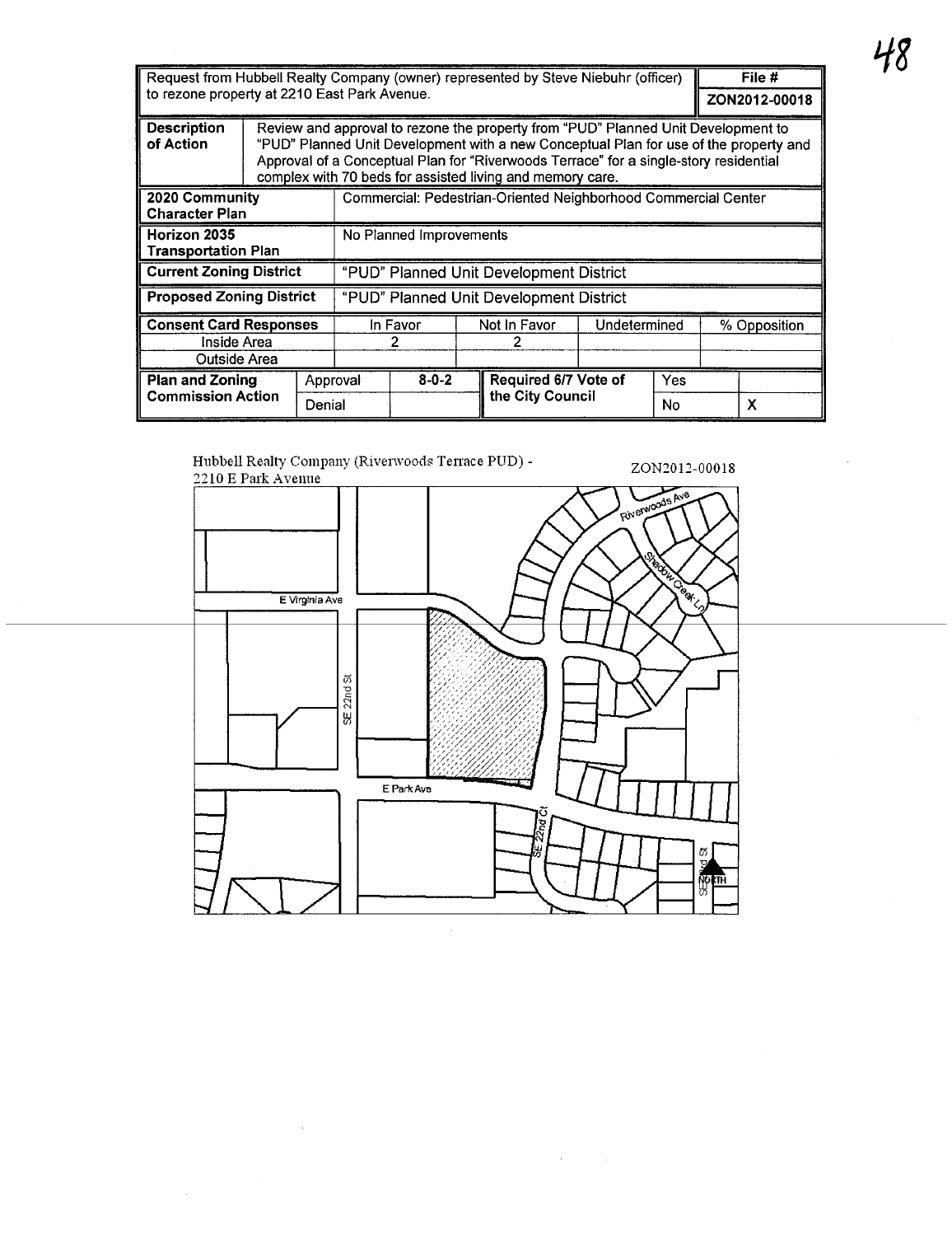| Request from Hubbell Realty Company (owner) represented by Steve Niebuhr (officer) to rezone property at 2210 East Park Avenue. | | | | | | | File # |
|---|---|---|---|---|---|---|---|
| | | | | | | | ZON2012-00018 |
| **Description of Action** | Review and approval to rezone the property from "PUD" Planned Unit Development to "PUD" Planned Unit Development with a new Conceptual Plan for use of the property and Approval of a Conceptual Plan for "Riverwoods Terrace" for a single-story residential complex with 70 beds for assisted living and memory care. | | | | | | |
| **2020 Community Character Plan** | Commercial: Pedestrian-Oriented Neighborhood Commercial Center | | | | | | |
| **Horizon 2035 Transportation Plan** | No Planned Improvements | | | | | | |
| **Current Zoning District** | "PUD" Planned Unit Development District | | | | | | |
| **Proposed Zoning District** | "PUD" Planned Unit Development District | | | | | | |
| **Consent Card Responses** | | In Favor | Not In Favor | Undetermined | | % Opposition | |
| Inside Area | | 2 | 2 | | | | |
| Outside Area | | | | | | | |
| **Plan and Zoning Commission Action** | Approval | 8-0-2 | **Required 6/7 Vote of the City Council** | | Yes | | |
| | Denial | | | | No | X | |

Hubbell Realty Company (Riverwoods Terrace PUD) - 2210 E Park Avenue

ZON2012-00018

E Virginia Ave
SE 22nd St
E Park Ave
SE 22nd Ct
Riverwoods Ave
Shadow Creek Ln
SE 22nd St
NORTH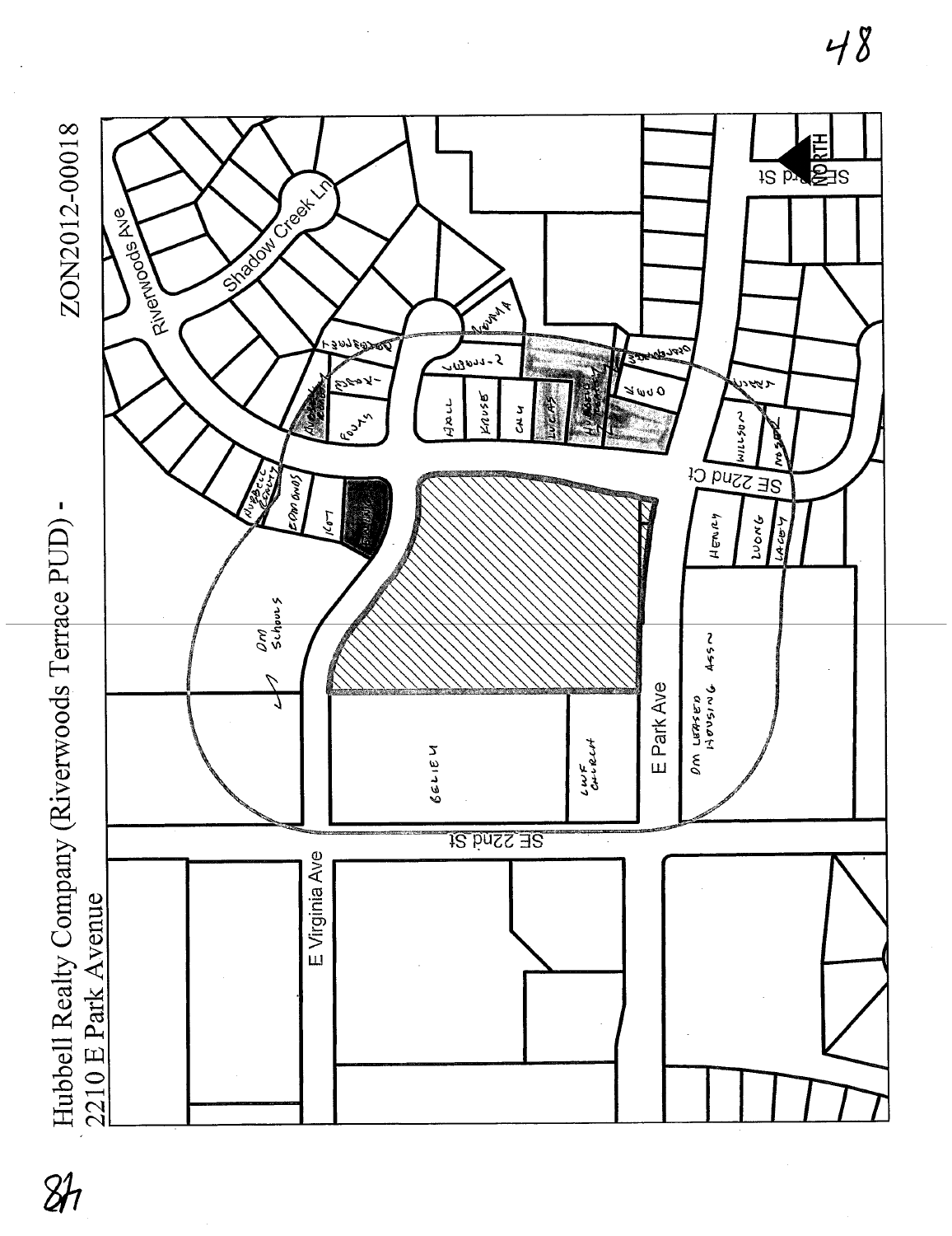# Hubbell Realty Company (Riverwoods Terrace PUD) - ZON2012-00018

2210 E Park Avenue

Riverwoods Ave

Shadow Creek Ln

SE 23rd St

NORTH

E Virginia Ave

SE 22nd St

E Park Ave

SE 22nd Ct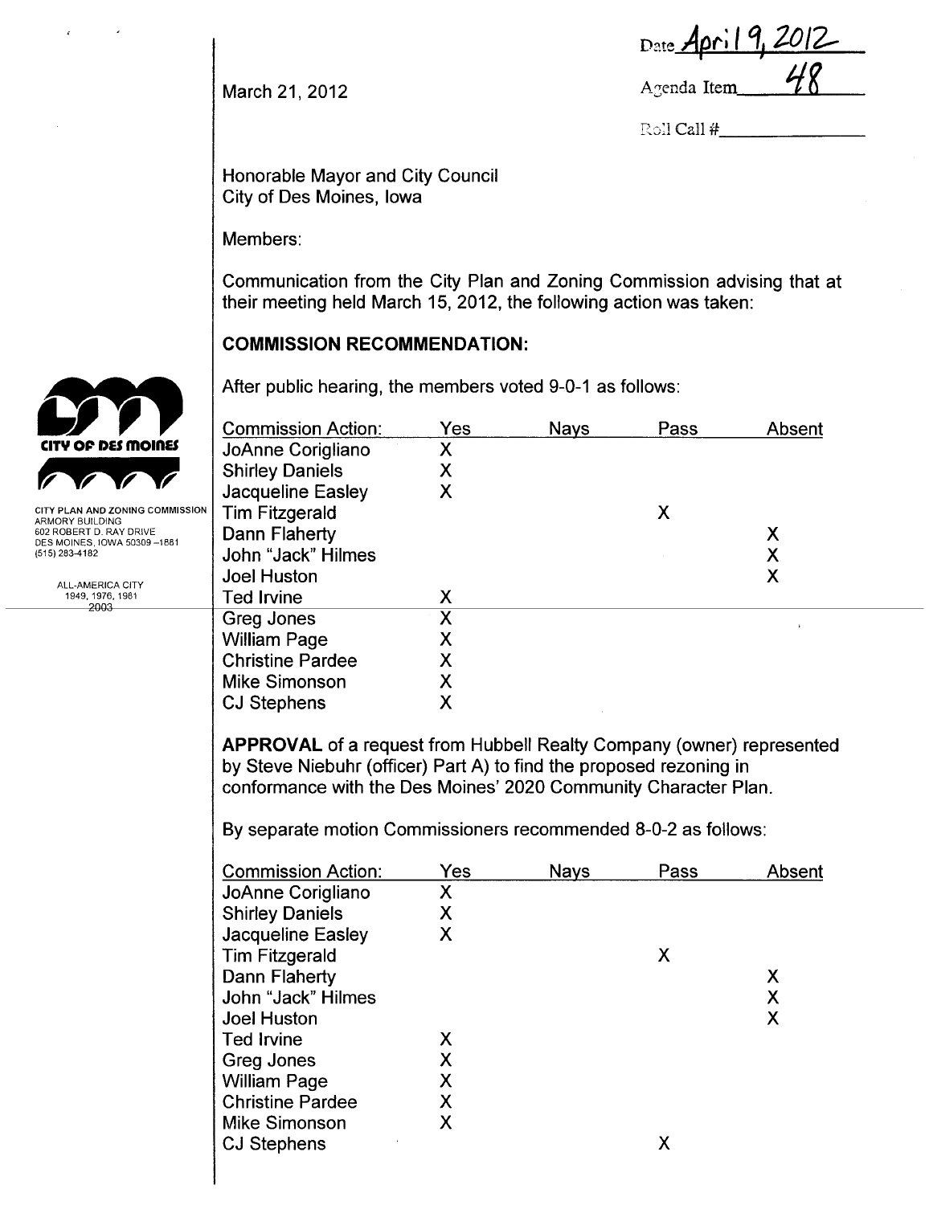Date April 9, 2012

Agenda Item 48

Roll Call #\_\_\_\_\_\_\_\_\_\_

March 21, 2012

CITY OF DES MOINES

CITY PLAN AND ZONING COMMISSION
ARMORY BUILDING
602 ROBERT D. RAY DRIVE
DES MOINES, IOWA 50309 –1881
(515) 283-4182

ALL-AMERICA CITY
1949, 1976, 1981
2003

Honorable Mayor and City Council
City of Des Moines, Iowa

Members:

Communication from the City Plan and Zoning Commission advising that at their meeting held March 15, 2012, the following action was taken:

**COMMISSION RECOMMENDATION:**

After public hearing, the members voted 9-0-1 as follows:

| Commission Action: | Yes | Nays | Pass | Absent |
|---|---|---|---|---|
| JoAnne Corigliano | X | | | |
| Shirley Daniels | X | | | |
| Jacqueline Easley | X | | | |
| Tim Fitzgerald | | | X | |
| Dann Flaherty | | | | X |
| John "Jack" Hilmes | | | | X |
| Joel Huston | | | | X |
| Ted Irvine | X | | | |
| Greg Jones | X | | | |
| William Page | X | | | |
| Christine Pardee | X | | | |
| Mike Simonson | X | | | |
| CJ Stephens | X | | | |

**APPROVAL** of a request from Hubbell Realty Company (owner) represented by Steve Niebuhr (officer) Part A) to find the proposed rezoning in conformance with the Des Moines' 2020 Community Character Plan.

By separate motion Commissioners recommended 8-0-2 as follows:

| Commission Action: | Yes | Nays | Pass | Absent |
|---|---|---|---|---|
| JoAnne Corigliano | X | | | |
| Shirley Daniels | X | | | |
| Jacqueline Easley | X | | | |
| Tim Fitzgerald | | | X | |
| Dann Flaherty | | | | X |
| John "Jack" Hilmes | | | | X |
| Joel Huston | | | | X |
| Ted Irvine | X | | | |
| Greg Jones | X | | | |
| William Page | X | | | |
| Christine Pardee | X | | | |
| Mike Simonson | X | | | |
| CJ Stephens | | | X | |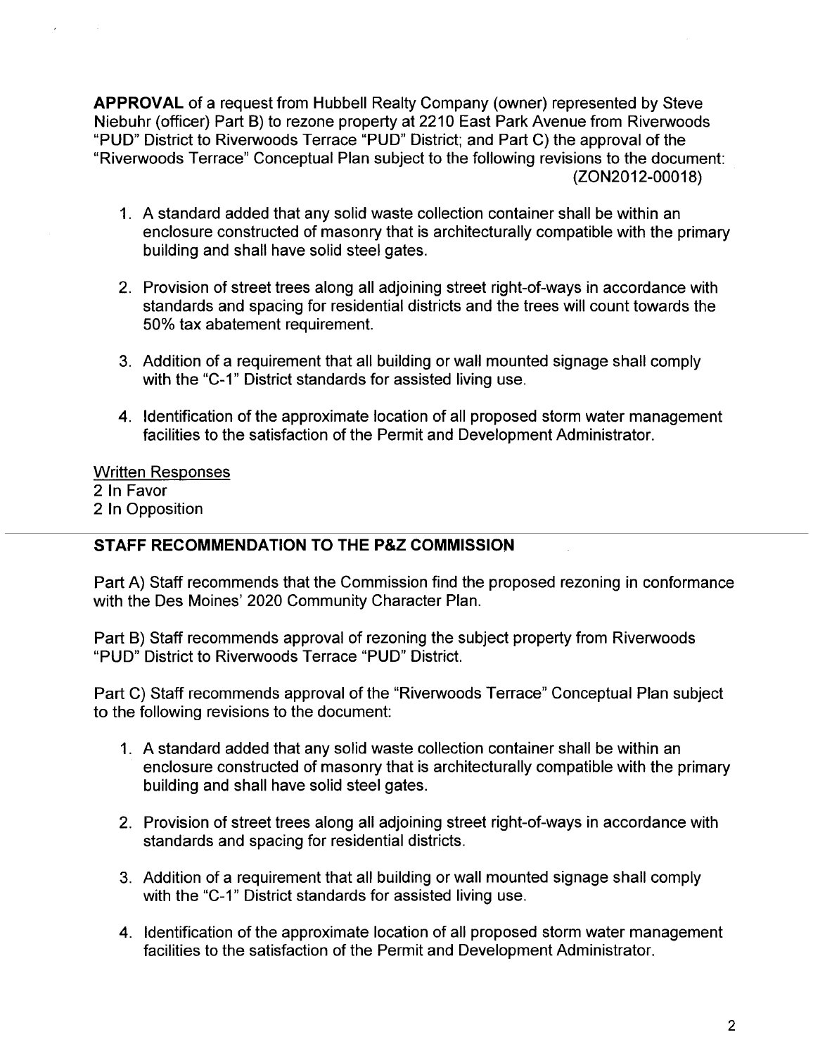**APPROVAL** of a request from Hubbell Realty Company (owner) represented by Steve Niebuhr (officer) Part B) to rezone property at 2210 East Park Avenue from Riverwoods "PUD" District to Riverwoods Terrace "PUD" District; and Part C) the approval of the "Riverwoods Terrace" Conceptual Plan subject to the following revisions to the document: (ZON2012-00018)

1. A standard added that any solid waste collection container shall be within an enclosure constructed of masonry that is architecturally compatible with the primary building and shall have solid steel gates.

2. Provision of street trees along all adjoining street right-of-ways in accordance with standards and spacing for residential districts and the trees will count towards the 50% tax abatement requirement.

3. Addition of a requirement that all building or wall mounted signage shall comply with the "C-1" District standards for assisted living use.

4. Identification of the approximate location of all proposed storm water management facilities to the satisfaction of the Permit and Development Administrator.

Written Responses
2 In Favor
2 In Opposition

---

**STAFF RECOMMENDATION TO THE P&Z COMMISSION**

Part A) Staff recommends that the Commission find the proposed rezoning in conformance with the Des Moines' 2020 Community Character Plan.

Part B) Staff recommends approval of rezoning the subject property from Riverwoods "PUD" District to Riverwoods Terrace "PUD" District.

Part C) Staff recommends approval of the "Riverwoods Terrace" Conceptual Plan subject to the following revisions to the document:

1. A standard added that any solid waste collection container shall be within an enclosure constructed of masonry that is architecturally compatible with the primary building and shall have solid steel gates.

2. Provision of street trees along all adjoining street right-of-ways in accordance with standards and spacing for residential districts.

3. Addition of a requirement that all building or wall mounted signage shall comply with the "C-1" District standards for assisted living use.

4. Identification of the approximate location of all proposed storm water management facilities to the satisfaction of the Permit and Development Administrator.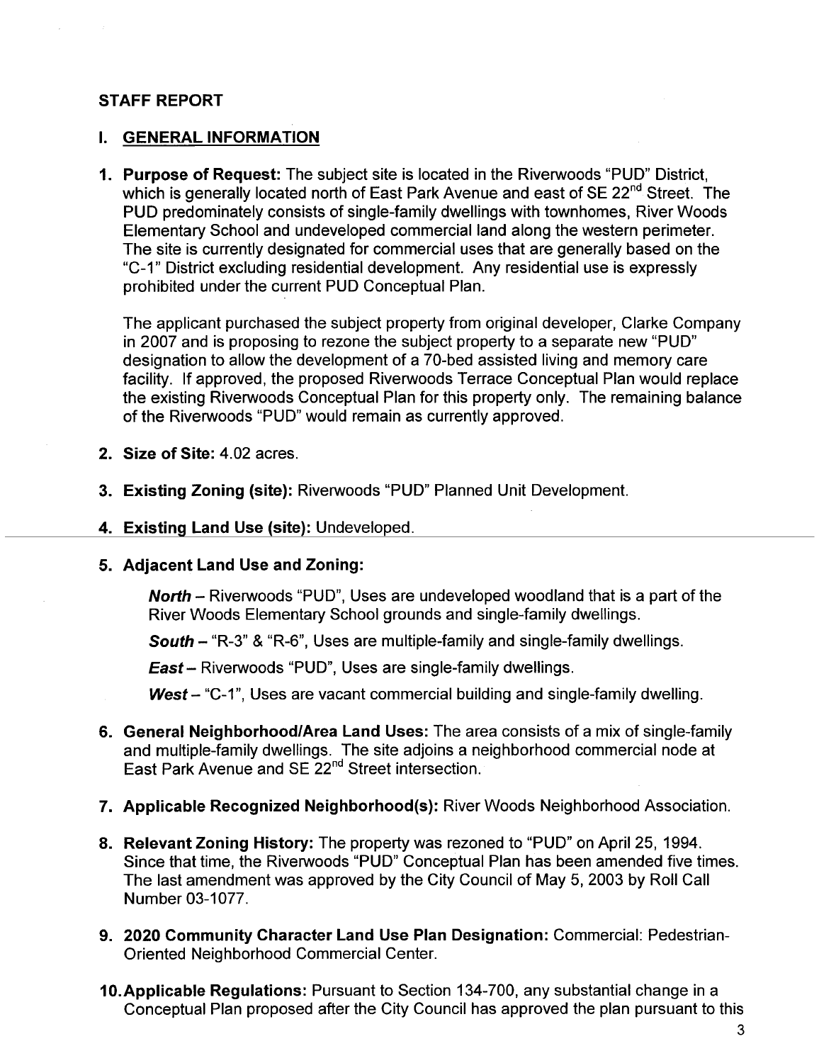## STAFF REPORT

### I. GENERAL INFORMATION

1. **Purpose of Request:** The subject site is located in the Riverwoods "PUD" District, which is generally located north of East Park Avenue and east of SE 22nd Street. The PUD predominately consists of single-family dwellings with townhomes, River Woods Elementary School and undeveloped commercial land along the western perimeter. The site is currently designated for commercial uses that are generally based on the "C-1" District excluding residential development. Any residential use is expressly prohibited under the current PUD Conceptual Plan.

   The applicant purchased the subject property from original developer, Clarke Company in 2007 and is proposing to rezone the subject property to a separate new "PUD" designation to allow the development of a 70-bed assisted living and memory care facility. If approved, the proposed Riverwoods Terrace Conceptual Plan would replace the existing Riverwoods Conceptual Plan for this property only. The remaining balance of the Riverwoods "PUD" would remain as currently approved.

2. **Size of Site:** 4.02 acres.

3. **Existing Zoning (site):** Riverwoods "PUD" Planned Unit Development.

4. **Existing Land Use (site):** Undeveloped.

5. **Adjacent Land Use and Zoning:**

   ***North*** – Riverwoods "PUD", Uses are undeveloped woodland that is a part of the River Woods Elementary School grounds and single-family dwellings.

   ***South*** – "R-3" & "R-6", Uses are multiple-family and single-family dwellings.

   ***East*** – Riverwoods "PUD", Uses are single-family dwellings.

   ***West*** – "C-1", Uses are vacant commercial building and single-family dwelling.

6. **General Neighborhood/Area Land Uses:** The area consists of a mix of single-family and multiple-family dwellings. The site adjoins a neighborhood commercial node at East Park Avenue and SE 22nd Street intersection.

7. **Applicable Recognized Neighborhood(s):** River Woods Neighborhood Association.

8. **Relevant Zoning History:** The property was rezoned to "PUD" on April 25, 1994. Since that time, the Riverwoods "PUD" Conceptual Plan has been amended five times. The last amendment was approved by the City Council of May 5, 2003 by Roll Call Number 03-1077.

9. **2020 Community Character Land Use Plan Designation:** Commercial: Pedestrian-Oriented Neighborhood Commercial Center.

10. **Applicable Regulations:** Pursuant to Section 134-700, any substantial change in a Conceptual Plan proposed after the City Council has approved the plan pursuant to this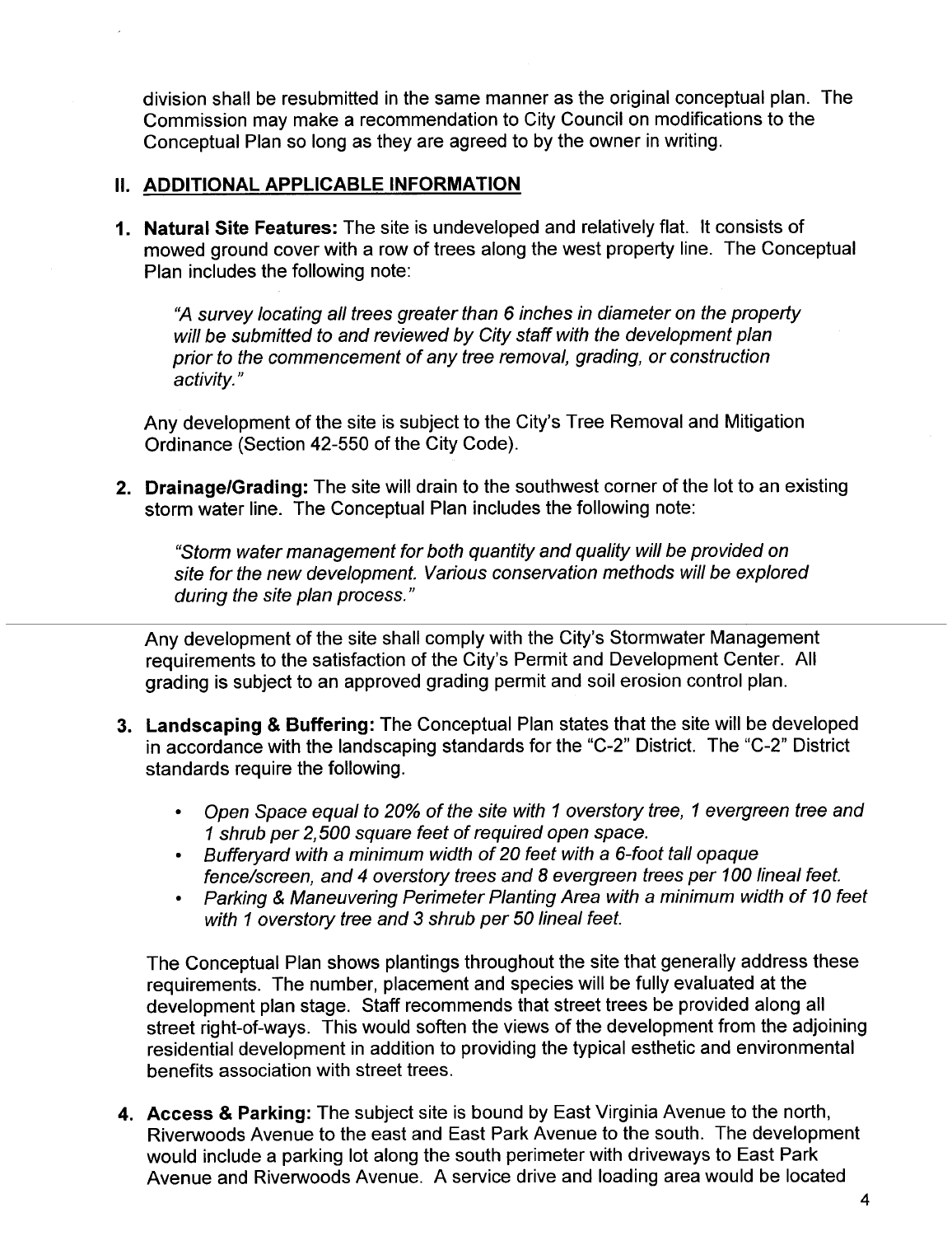division shall be resubmitted in the same manner as the original conceptual plan. The Commission may make a recommendation to City Council on modifications to the Conceptual Plan so long as they are agreed to by the owner in writing.

## II. ADDITIONAL APPLICABLE INFORMATION

1. **Natural Site Features:** The site is undeveloped and relatively flat. It consists of mowed ground cover with a row of trees along the west property line. The Conceptual Plan includes the following note:

   *"A survey locating all trees greater than 6 inches in diameter on the property will be submitted to and reviewed by City staff with the development plan prior to the commencement of any tree removal, grading, or construction activity."*

   Any development of the site is subject to the City's Tree Removal and Mitigation Ordinance (Section 42-550 of the City Code).

2. **Drainage/Grading:** The site will drain to the southwest corner of the lot to an existing storm water line. The Conceptual Plan includes the following note:

   *"Storm water management for both quantity and quality will be provided on site for the new development. Various conservation methods will be explored during the site plan process."*

   Any development of the site shall comply with the City's Stormwater Management requirements to the satisfaction of the City's Permit and Development Center. All grading is subject to an approved grading permit and soil erosion control plan.

3. **Landscaping & Buffering:** The Conceptual Plan states that the site will be developed in accordance with the landscaping standards for the "C-2" District. The "C-2" District standards require the following.

   - *Open Space equal to 20% of the site with 1 overstory tree, 1 evergreen tree and 1 shrub per 2,500 square feet of required open space.*
   - *Bufferyard with a minimum width of 20 feet with a 6-foot tall opaque fence/screen, and 4 overstory trees and 8 evergreen trees per 100 lineal feet.*
   - *Parking & Maneuvering Perimeter Planting Area with a minimum width of 10 feet with 1 overstory tree and 3 shrub per 50 lineal feet.*

   The Conceptual Plan shows plantings throughout the site that generally address these requirements. The number, placement and species will be fully evaluated at the development plan stage. Staff recommends that street trees be provided along all street right-of-ways. This would soften the views of the development from the adjoining residential development in addition to providing the typical esthetic and environmental benefits association with street trees.

4. **Access & Parking:** The subject site is bound by East Virginia Avenue to the north, Riverwoods Avenue to the east and East Park Avenue to the south. The development would include a parking lot along the south perimeter with driveways to East Park Avenue and Riverwoods Avenue. A service drive and loading area would be located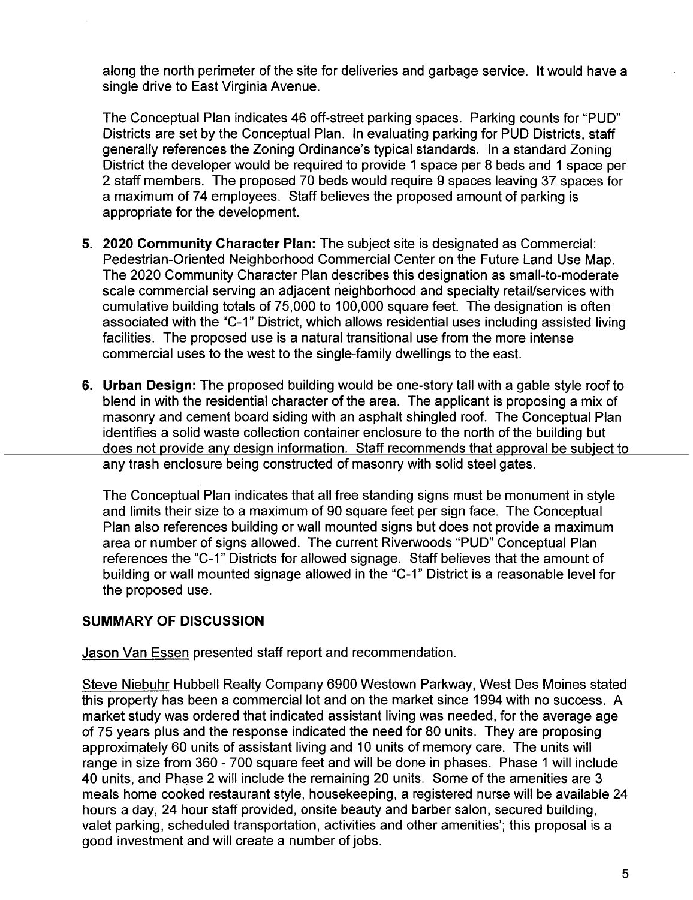along the north perimeter of the site for deliveries and garbage service. It would have a single drive to East Virginia Avenue.

The Conceptual Plan indicates 46 off-street parking spaces. Parking counts for "PUD" Districts are set by the Conceptual Plan. In evaluating parking for PUD Districts, staff generally references the Zoning Ordinance's typical standards. In a standard Zoning District the developer would be required to provide 1 space per 8 beds and 1 space per 2 staff members. The proposed 70 beds would require 9 spaces leaving 37 spaces for a maximum of 74 employees. Staff believes the proposed amount of parking is appropriate for the development.

5. **2020 Community Character Plan:** The subject site is designated as Commercial: Pedestrian-Oriented Neighborhood Commercial Center on the Future Land Use Map. The 2020 Community Character Plan describes this designation as small-to-moderate scale commercial serving an adjacent neighborhood and specialty retail/services with cumulative building totals of 75,000 to 100,000 square feet. The designation is often associated with the "C-1" District, which allows residential uses including assisted living facilities. The proposed use is a natural transitional use from the more intense commercial uses to the west to the single-family dwellings to the east.

6. **Urban Design:** The proposed building would be one-story tall with a gable style roof to blend in with the residential character of the area. The applicant is proposing a mix of masonry and cement board siding with an asphalt shingled roof. The Conceptual Plan identifies a solid waste collection container enclosure to the north of the building but does not provide any design information. Staff recommends that approval be subject to any trash enclosure being constructed of masonry with solid steel gates.

   The Conceptual Plan indicates that all free standing signs must be monument in style and limits their size to a maximum of 90 square feet per sign face. The Conceptual Plan also references building or wall mounted signs but does not provide a maximum area or number of signs allowed. The current Riverwoods "PUD" Conceptual Plan references the "C-1" Districts for allowed signage. Staff believes that the amount of building or wall mounted signage allowed in the "C-1" District is a reasonable level for the proposed use.

## SUMMARY OF DISCUSSION

Jason Van Essen presented staff report and recommendation.

Steve Niebuhr Hubbell Realty Company 6900 Westown Parkway, West Des Moines stated this property has been a commercial lot and on the market since 1994 with no success. A market study was ordered that indicated assistant living was needed, for the average age of 75 years plus and the response indicated the need for 80 units. They are proposing approximately 60 units of assistant living and 10 units of memory care. The units will range in size from 360 - 700 square feet and will be done in phases. Phase 1 will include 40 units, and Phase 2 will include the remaining 20 units. Some of the amenities are 3 meals home cooked restaurant style, housekeeping, a registered nurse will be available 24 hours a day, 24 hour staff provided, onsite beauty and barber salon, secured building, valet parking, scheduled transportation, activities and other amenities'; this proposal is a good investment and will create a number of jobs.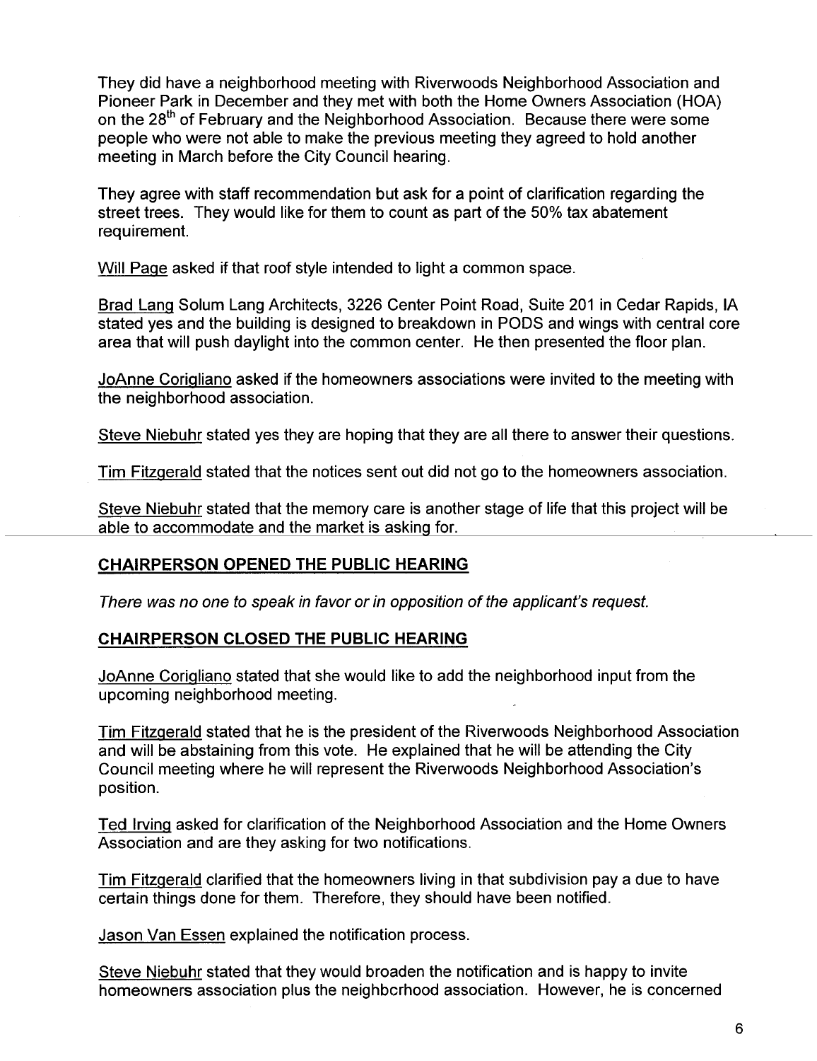They did have a neighborhood meeting with Riverwoods Neighborhood Association and Pioneer Park in December and they met with both the Home Owners Association (HOA) on the 28th of February and the Neighborhood Association. Because there were some people who were not able to make the previous meeting they agreed to hold another meeting in March before the City Council hearing.

They agree with staff recommendation but ask for a point of clarification regarding the street trees. They would like for them to count as part of the 50% tax abatement requirement.

Will Page asked if that roof style intended to light a common space.

Brad Lang Solum Lang Architects, 3226 Center Point Road, Suite 201 in Cedar Rapids, IA stated yes and the building is designed to breakdown in PODS and wings with central core area that will push daylight into the common center. He then presented the floor plan.

JoAnne Corigliano asked if the homeowners associations were invited to the meeting with the neighborhood association.

Steve Niebuhr stated yes they are hoping that they are all there to answer their questions.

Tim Fitzgerald stated that the notices sent out did not go to the homeowners association.

Steve Niebuhr stated that the memory care is another stage of life that this project will be able to accommodate and the market is asking for.

## CHAIRPERSON OPENED THE PUBLIC HEARING

*There was no one to speak in favor or in opposition of the applicant's request.*

## CHAIRPERSON CLOSED THE PUBLIC HEARING

JoAnne Corigliano stated that she would like to add the neighborhood input from the upcoming neighborhood meeting.

Tim Fitzgerald stated that he is the president of the Riverwoods Neighborhood Association and will be abstaining from this vote. He explained that he will be attending the City Council meeting where he will represent the Riverwoods Neighborhood Association's position.

Ted Irving asked for clarification of the Neighborhood Association and the Home Owners Association and are they asking for two notifications.

Tim Fitzgerald clarified that the homeowners living in that subdivision pay a due to have certain things done for them. Therefore, they should have been notified.

Jason Van Essen explained the notification process.

Steve Niebuhr stated that they would broaden the notification and is happy to invite homeowners association plus the neighborhood association. However, he is concerned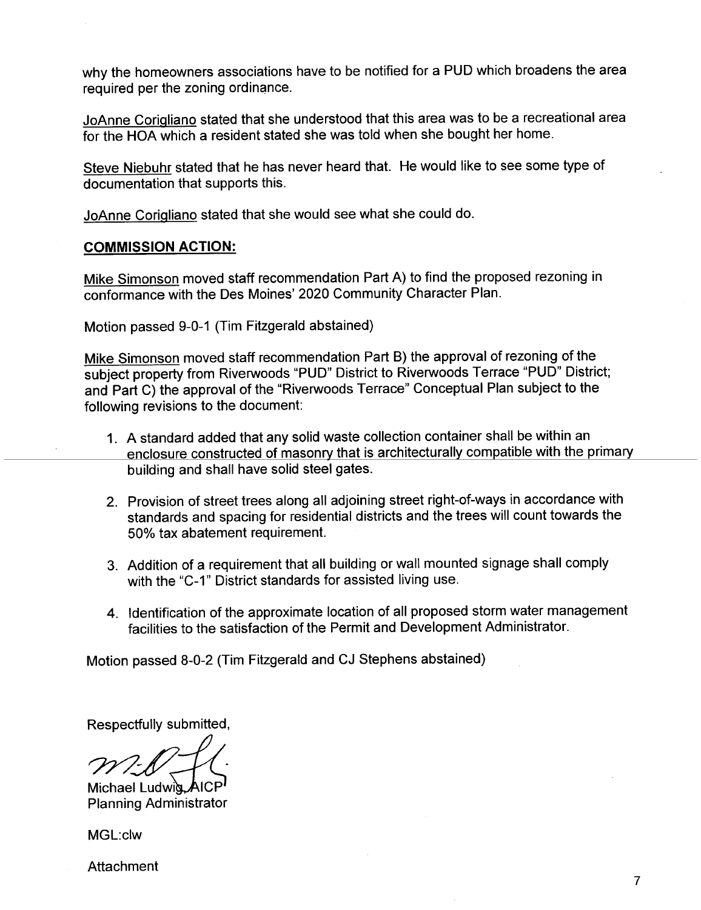why the homeowners associations have to be notified for a PUD which broadens the area required per the zoning ordinance.

JoAnne Corigliano stated that she understood that this area was to be a recreational area for the HOA which a resident stated she was told when she bought her home.

Steve Niebuhr stated that he has never heard that. He would like to see some type of documentation that supports this.

JoAnne Corigliano stated that she would see what she could do.

**COMMISSION ACTION:**

Mike Simonson moved staff recommendation Part A) to find the proposed rezoning in conformance with the Des Moines' 2020 Community Character Plan.

Motion passed 9-0-1 (Tim Fitzgerald abstained)

Mike Simonson moved staff recommendation Part B) the approval of rezoning of the subject property from Riverwoods "PUD" District to Riverwoods Terrace "PUD" District; and Part C) the approval of the "Riverwoods Terrace" Conceptual Plan subject to the following revisions to the document:

1. A standard added that any solid waste collection container shall be within an enclosure constructed of masonry that is architecturally compatible with the primary building and shall have solid steel gates.
2. Provision of street trees along all adjoining street right-of-ways in accordance with standards and spacing for residential districts and the trees will count towards the 50% tax abatement requirement.
3. Addition of a requirement that all building or wall mounted signage shall comply with the "C-1" District standards for assisted living use.
4. Identification of the approximate location of all proposed storm water management facilities to the satisfaction of the Permit and Development Administrator.

Motion passed 8-0-2 (Tim Fitzgerald and CJ Stephens abstained)

Respectfully submitted,

Michael Ludwig, AICP
Planning Administrator

MGL:clw

Attachment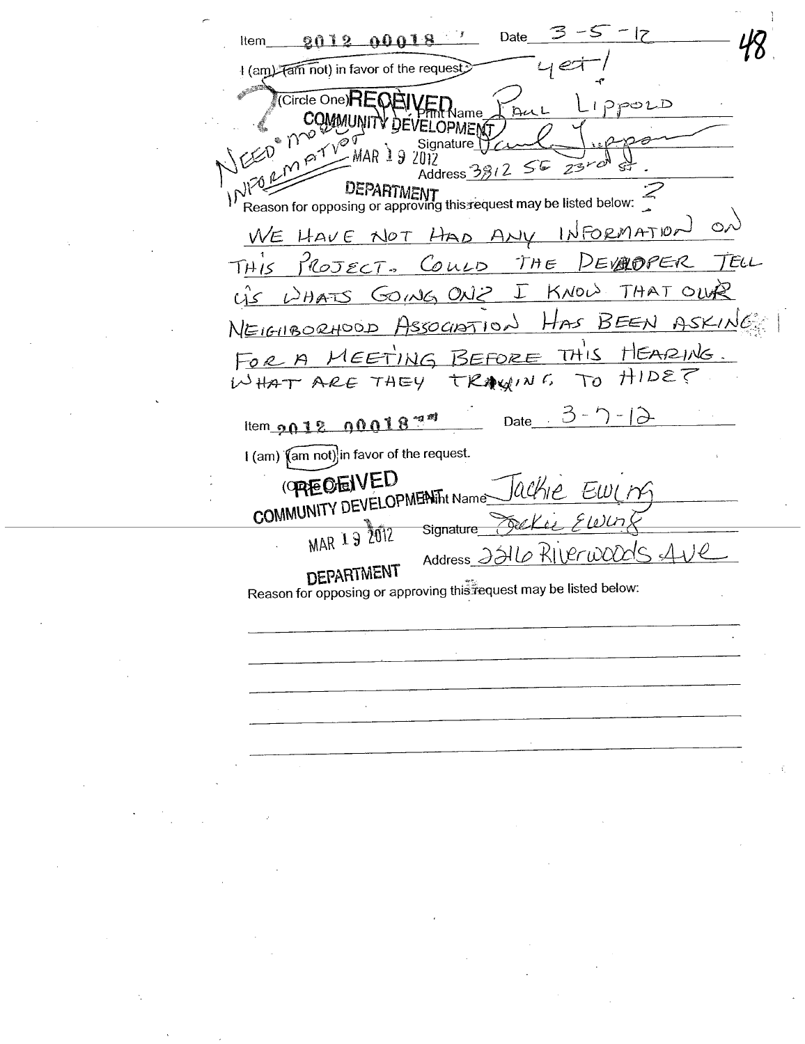Item 2012 00018 Date 3-5-12

I (am) (am not) in favor of the request: yet!

(Circle One) RECEIVED COMMUNITY DEVELOPMENT MAR 19 2012 DEPARTMENT

NEED MORE INFORMATION

Print Name PAUL LIPPOLD

Signature Paul Lippold

Address 3812 SE 23rd St.

Reason for opposing or approving this request may be listed below: ?

WE HAVE NOT HAD ANY INFORMATION ON THIS PROJECT. COULD THE DEVELOPER TELL US WHATS GOING ON? I KNOW THAT OUR NEIGHBORHOOD ASSOCIATION HAS BEEN ASKING FOR A MEETING BEFORE THIS HEARING. WHAT ARE THEY TRAYING TO HIDE?

---

Item 2012 00018 Date 3-7-12

I (am) (am not) in favor of the request.

(Circle One) RECEIVED COMMUNITY DEVELOPMENT MAR 19 2012 DEPARTMENT

Print Name Jackie Ewing

Signature Jackie Ewing

Address 2216 Riverwoods Ave

Reason for opposing or approving this request may be listed below: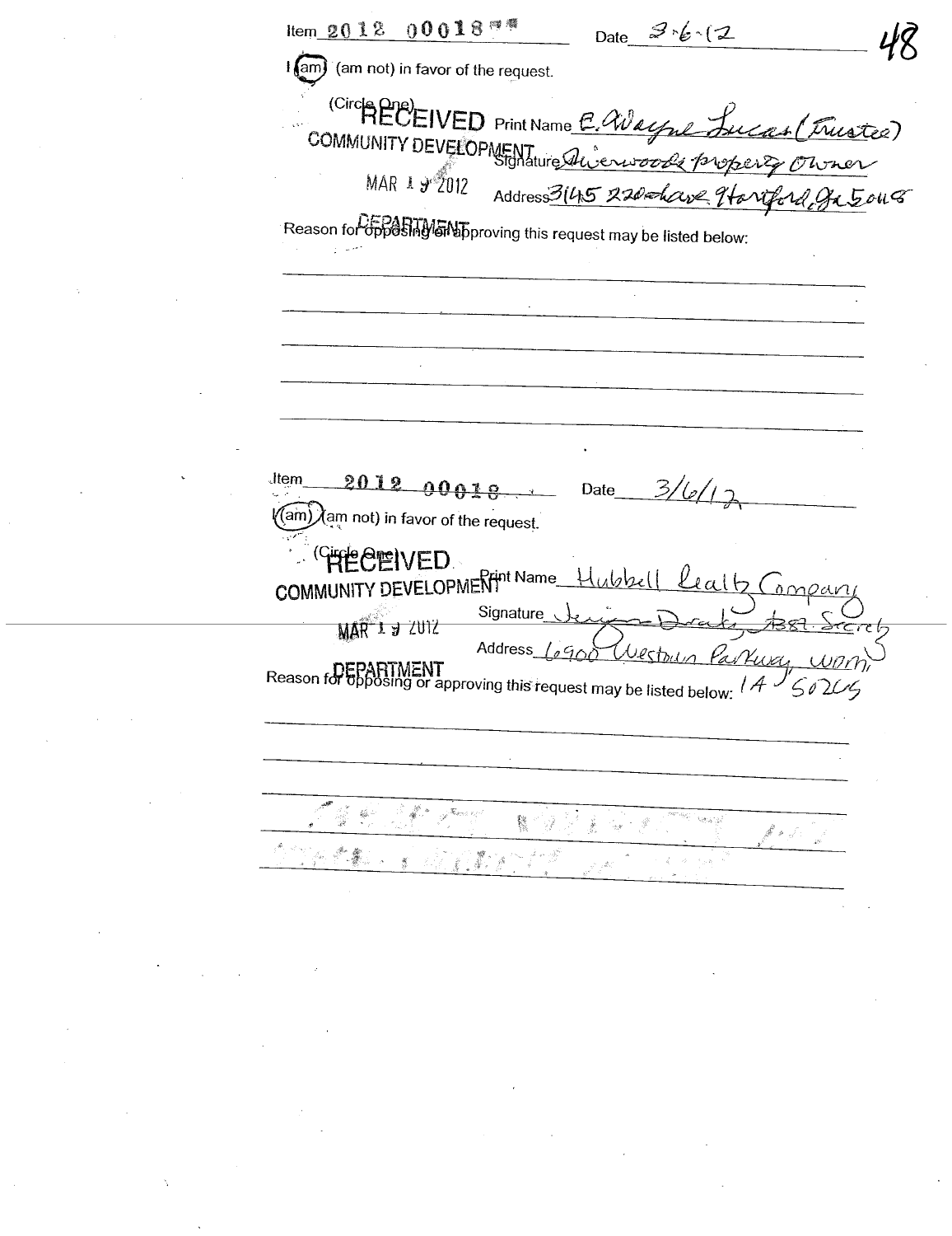Item 2012 00018 Date 3-6-12

I (am) (am not) in favor of the request.

(Circle One)

RECEIVED
COMMUNITY DEVELOPMENT
MAR 19 2012
DEPARTMENT

Print Name E. Wayne Lucas (Trustee)

Signature Riverwoods property Owner

Address 3145 220th ave Hartford, Ga 50118

Reason for opposing or approving this request may be listed below:

---

Item 2012 00018 Date 3/6/12

I (am) (am not) in favor of the request.

(Circle One)

RECEIVED
COMMUNITY DEVELOPMENT
MAR 19 2012
DEPARTMENT

Print Name Hubbell Realty Company

Signature Jenny Drake, Asst. Secretary

Address 6900 Westown Parkway, WDM, IA 50266

Reason for opposing or approving this request may be listed below: